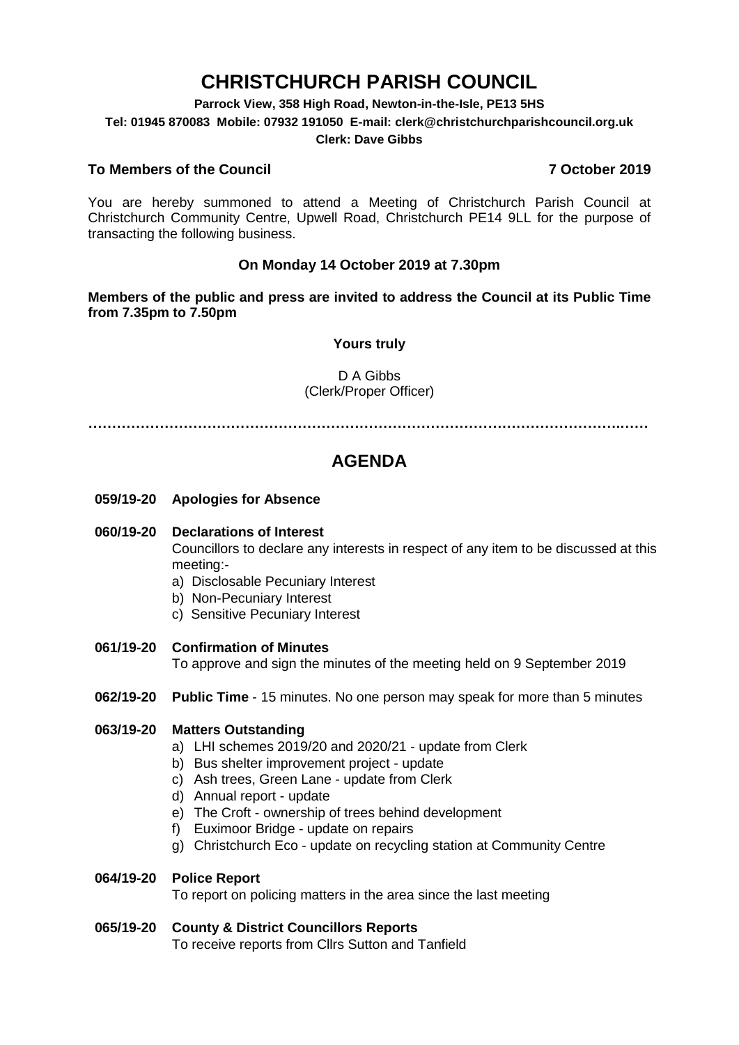# CHRISTCHURCH PARISH COUNCIL

**Parrock View, 358 High Road, Newton-in-the-Isle, PE13 5HS**

**Tel: 01945 870083 Mobile: 07932 191050 E-mail: clerk@christchurchparishcouncil.org.uk**

**Clerk: Dave Gibbs**

**To Members of the Council** **7 October 2019**

You are hereby summoned to attend a Meeting of Christchurch Parish Council at Christchurch Community Centre, Upwell Road, Christchurch PE14 9LL for the purpose of transacting the following business.

**On Monday 14 October 2019 at 7.30pm**

**Members of the public and press are invited to address the Council at its Public Time from 7.35pm to 7.50pm**

**Yours truly**

D A Gibbs
(Clerk/Proper Officer)

…………………………………………………………………………………………………….……

## AGENDA

**059/19-20 Apologies for Absence**

**060/19-20 Declarations of Interest**
Councillors to declare any interests in respect of any item to be discussed at this meeting:-
a) Disclosable Pecuniary Interest
b) Non-Pecuniary Interest
c) Sensitive Pecuniary Interest

**061/19-20 Confirmation of Minutes**
To approve and sign the minutes of the meeting held on 9 September 2019

**062/19-20 Public Time** - 15 minutes. No one person may speak for more than 5 minutes

**063/19-20 Matters Outstanding**
a) LHI schemes 2019/20 and 2020/21 - update from Clerk
b) Bus shelter improvement project - update
c) Ash trees, Green Lane - update from Clerk
d) Annual report - update
e) The Croft - ownership of trees behind development
f) Euximoor Bridge - update on repairs
g) Christchurch Eco - update on recycling station at Community Centre

**064/19-20 Police Report**
To report on policing matters in the area since the last meeting

**065/19-20 County & District Councillors Reports**
To receive reports from Cllrs Sutton and Tanfield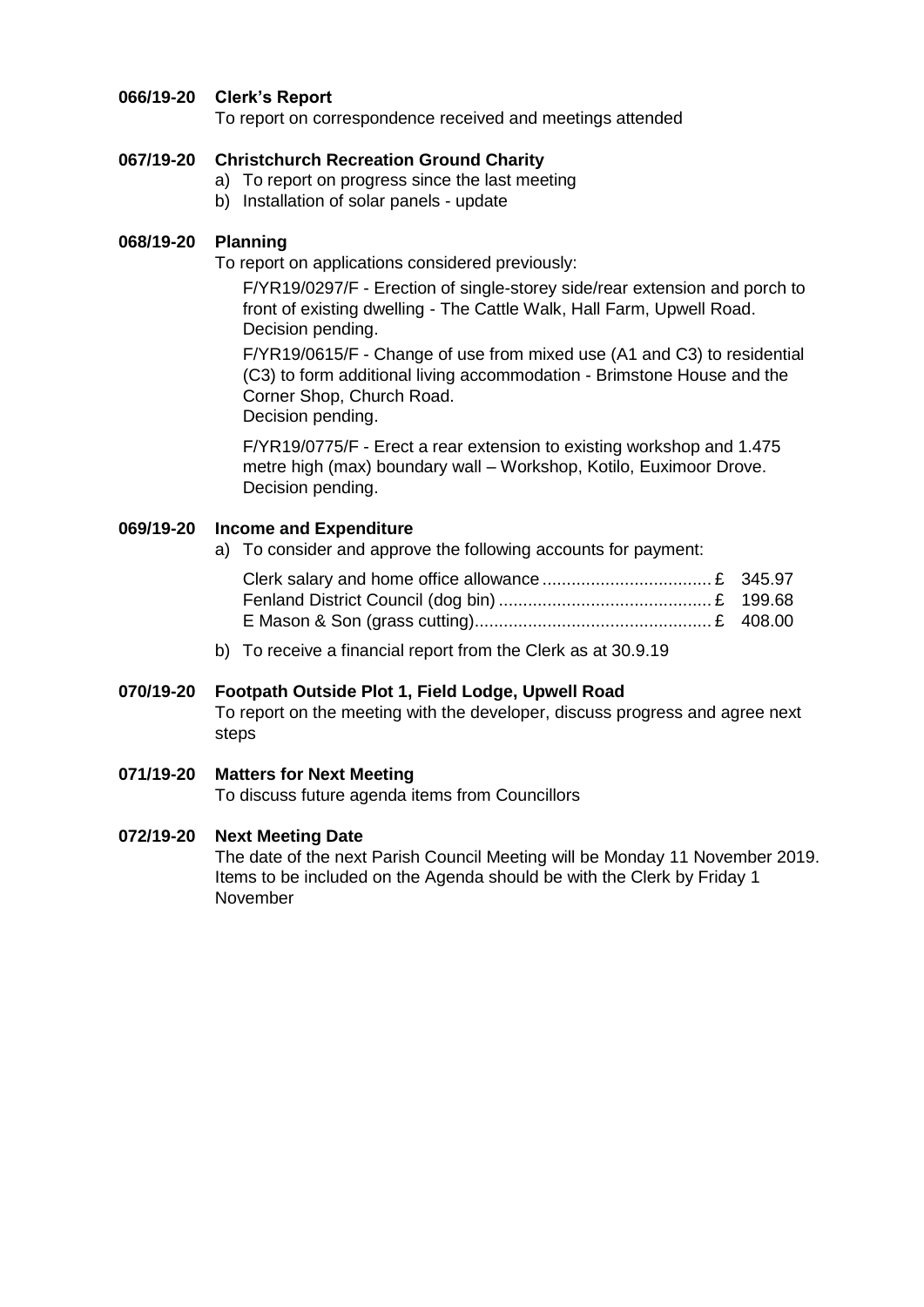**066/19-20 Clerk's Report**

To report on correspondence received and meetings attended

**067/19-20 Christchurch Recreation Ground Charity**

a) To report on progress since the last meeting
b) Installation of solar panels - update

**068/19-20 Planning**

To report on applications considered previously:

F/YR19/0297/F - Erection of single-storey side/rear extension and porch to front of existing dwelling - The Cattle Walk, Hall Farm, Upwell Road. Decision pending.

F/YR19/0615/F - Change of use from mixed use (A1 and C3) to residential (C3) to form additional living accommodation - Brimstone House and the Corner Shop, Church Road.
Decision pending.

F/YR19/0775/F - Erect a rear extension to existing workshop and 1.475 metre high (max) boundary wall – Workshop, Kotilo, Euximoor Drove. Decision pending.

**069/19-20 Income and Expenditure**

a) To consider and approve the following accounts for payment:

| | |
|---|---|
| Clerk salary and home office allowance | £ 345.97 |
| Fenland District Council (dog bin) | £ 199.68 |
| E Mason & Son (grass cutting) | £ 408.00 |

b) To receive a financial report from the Clerk as at 30.9.19

**070/19-20 Footpath Outside Plot 1, Field Lodge, Upwell Road**

To report on the meeting with the developer, discuss progress and agree next steps

**071/19-20 Matters for Next Meeting**

To discuss future agenda items from Councillors

**072/19-20 Next Meeting Date**

The date of the next Parish Council Meeting will be Monday 11 November 2019. Items to be included on the Agenda should be with the Clerk by Friday 1 November